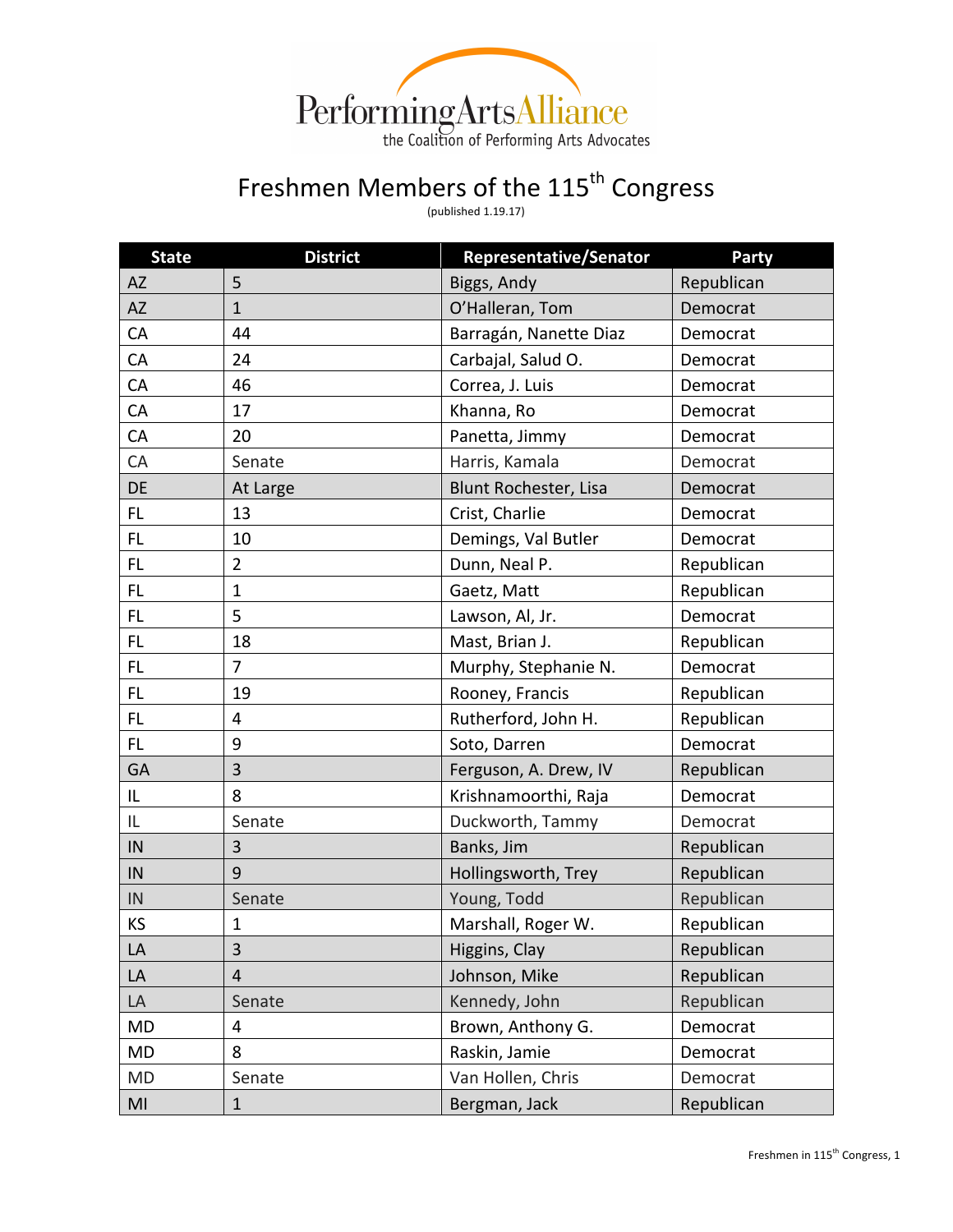Performing Arts Alliance
the Coalition of Performing Arts Advocates

# Freshmen Members of the 115th Congress

(published 1.19.17)

| State | District | Representative/Senator | Party |
|---|---|---|---|
| AZ | 5 | Biggs, Andy | Republican |
| AZ | 1 | O'Halleran, Tom | Democrat |
| CA | 44 | Barragán, Nanette Diaz | Democrat |
| CA | 24 | Carbajal, Salud O. | Democrat |
| CA | 46 | Correa, J. Luis | Democrat |
| CA | 17 | Khanna, Ro | Democrat |
| CA | 20 | Panetta, Jimmy | Democrat |
| CA | Senate | Harris, Kamala | Democrat |
| DE | At Large | Blunt Rochester, Lisa | Democrat |
| FL | 13 | Crist, Charlie | Democrat |
| FL | 10 | Demings, Val Butler | Democrat |
| FL | 2 | Dunn, Neal P. | Republican |
| FL | 1 | Gaetz, Matt | Republican |
| FL | 5 | Lawson, Al, Jr. | Democrat |
| FL | 18 | Mast, Brian J. | Republican |
| FL | 7 | Murphy, Stephanie N. | Democrat |
| FL | 19 | Rooney, Francis | Republican |
| FL | 4 | Rutherford, John H. | Republican |
| FL | 9 | Soto, Darren | Democrat |
| GA | 3 | Ferguson, A. Drew, IV | Republican |
| IL | 8 | Krishnamoorthi, Raja | Democrat |
| IL | Senate | Duckworth, Tammy | Democrat |
| IN | 3 | Banks, Jim | Republican |
| IN | 9 | Hollingsworth, Trey | Republican |
| IN | Senate | Young, Todd | Republican |
| KS | 1 | Marshall, Roger W. | Republican |
| LA | 3 | Higgins, Clay | Republican |
| LA | 4 | Johnson, Mike | Republican |
| LA | Senate | Kennedy, John | Republican |
| MD | 4 | Brown, Anthony G. | Democrat |
| MD | 8 | Raskin, Jamie | Democrat |
| MD | Senate | Van Hollen, Chris | Democrat |
| MI | 1 | Bergman, Jack | Republican |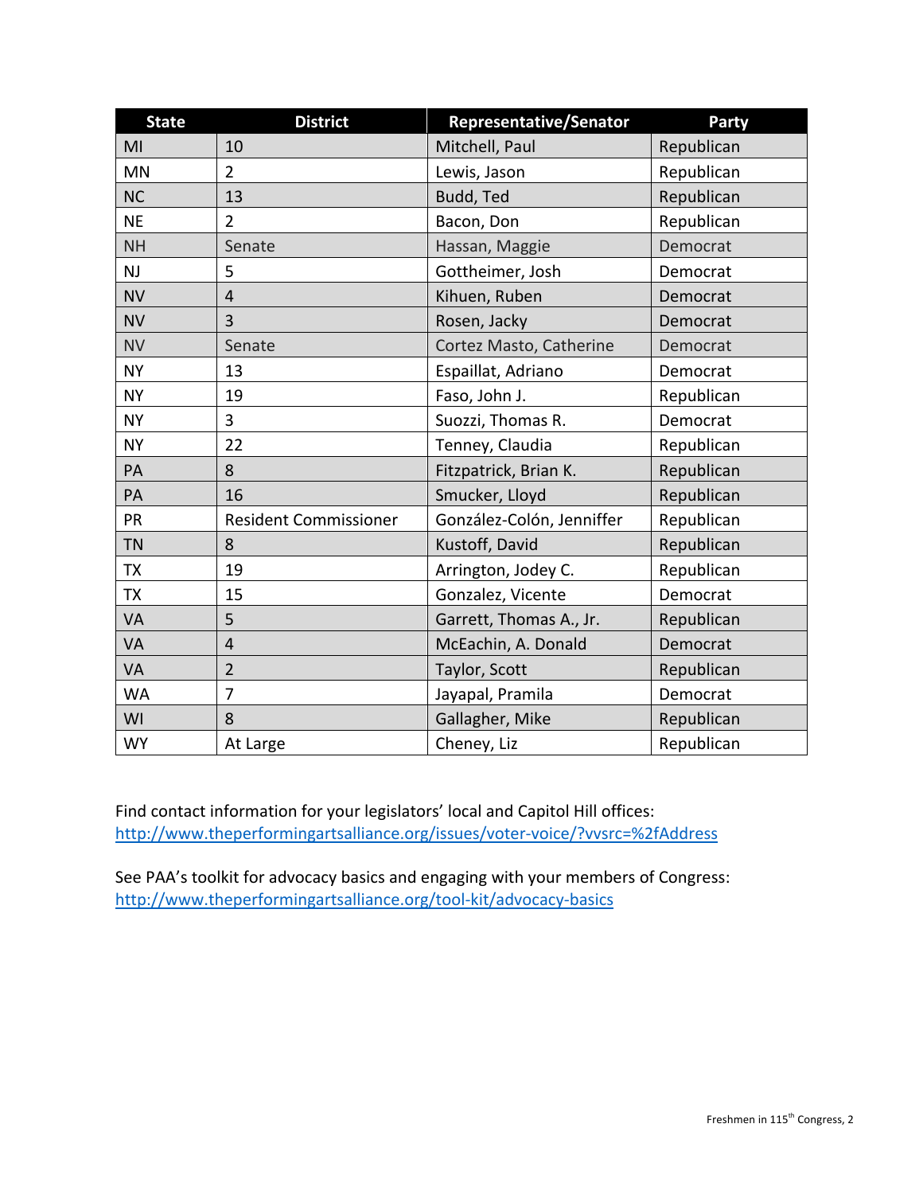| State | District | Representative/Senator | Party |
|---|---|---|---|
| MI | 10 | Mitchell, Paul | Republican |
| MN | 2 | Lewis, Jason | Republican |
| NC | 13 | Budd, Ted | Republican |
| NE | 2 | Bacon, Don | Republican |
| NH | Senate | Hassan, Maggie | Democrat |
| NJ | 5 | Gottheimer, Josh | Democrat |
| NV | 4 | Kihuen, Ruben | Democrat |
| NV | 3 | Rosen, Jacky | Democrat |
| NV | Senate | Cortez Masto, Catherine | Democrat |
| NY | 13 | Espaillat, Adriano | Democrat |
| NY | 19 | Faso, John J. | Republican |
| NY | 3 | Suozzi, Thomas R. | Democrat |
| NY | 22 | Tenney, Claudia | Republican |
| PA | 8 | Fitzpatrick, Brian K. | Republican |
| PA | 16 | Smucker, Lloyd | Republican |
| PR | Resident Commissioner | González-Colón, Jenniffer | Republican |
| TN | 8 | Kustoff, David | Republican |
| TX | 19 | Arrington, Jodey C. | Republican |
| TX | 15 | Gonzalez, Vicente | Democrat |
| VA | 5 | Garrett, Thomas A., Jr. | Republican |
| VA | 4 | McEachin, A. Donald | Democrat |
| VA | 2 | Taylor, Scott | Republican |
| WA | 7 | Jayapal, Pramila | Democrat |
| WI | 8 | Gallagher, Mike | Republican |
| WY | At Large | Cheney, Liz | Republican |

Find contact information for your legislators' local and Capitol Hill offices:
http://www.theperformingartsalliance.org/issues/voter-voice/?vvsrc=%2fAddress

See PAA's toolkit for advocacy basics and engaging with your members of Congress:
http://www.theperformingartsalliance.org/tool-kit/advocacy-basics